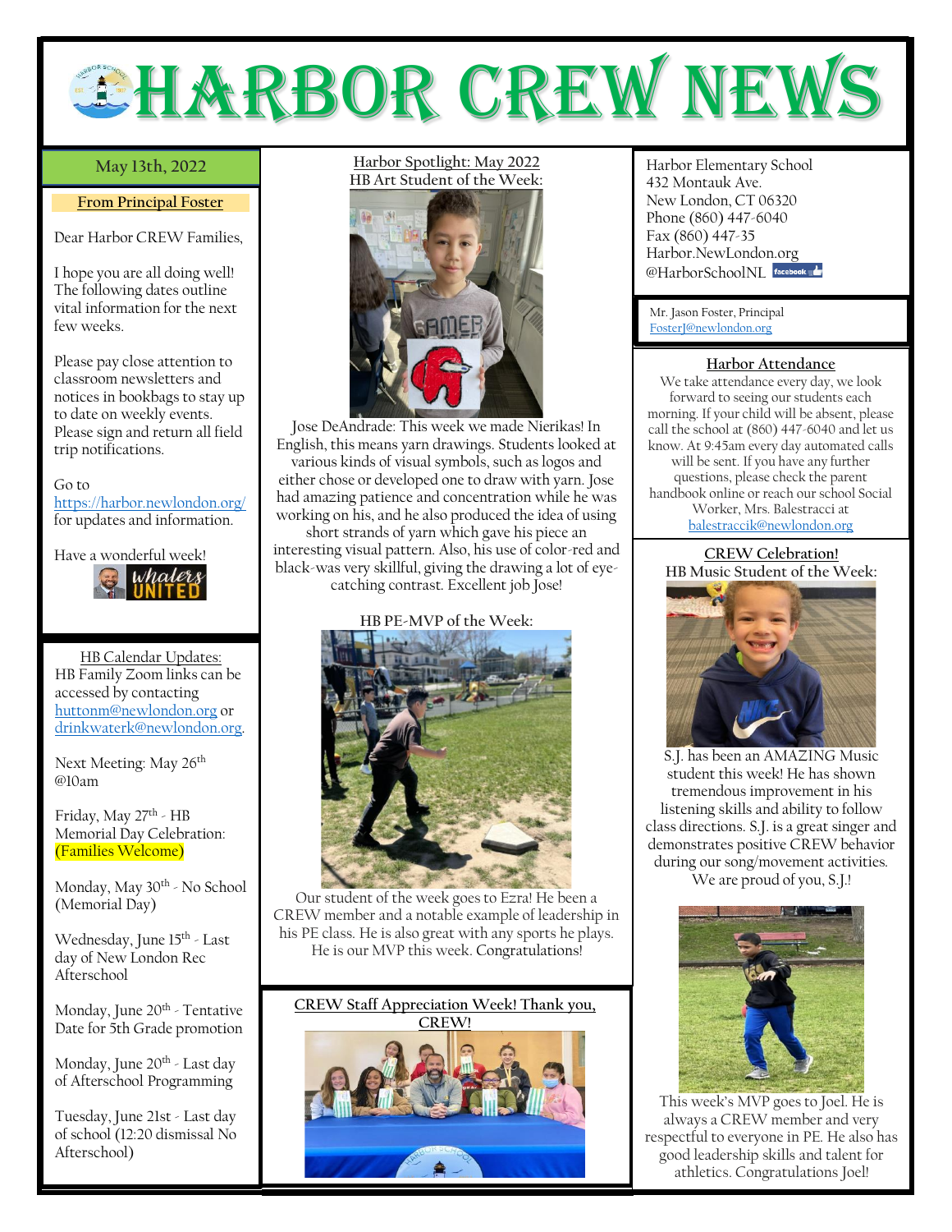# HARBOR CREW NEWS

**May 13th, 2022**

## From Principal Foster

Dear Harbor CREW Families,

I hope you are all doing well! The following dates outline vital information for the next few weeks.

Please pay close attention to classroom newsletters and notices in bookbags to stay up to date on weekly events. Please sign and return all field trip notifications.

Go to https://harbor.newlondon.org/ for updates and information.

Have a wonderful week!

## HB Calendar Updates:

HB Family Zoom links can be accessed by contacting huttonm@newlondon.org or drinkwaterk@newlondon.org.

Next Meeting: May 26th @10am

Friday, May 27th - HB Memorial Day Celebration: (Families Welcome)

Monday, May 30th - No School (Memorial Day)

Wednesday, June 15th - Last day of New London Rec Afterschool

Monday, June 20th - Tentative Date for 5th Grade promotion

Monday, June 20th - Last day of Afterschool Programming

Tuesday, June 21st - Last day of school (12:20 dismissal No Afterschool)

## Harbor Spotlight: May 2022

### HB Art Student of the Week:

Jose DeAndrade: This week we made Nierikas! In English, this means yarn drawings. Students looked at various kinds of visual symbols, such as logos and either chose or developed one to draw with yarn. Jose had amazing patience and concentration while he was working on his, and he also produced the idea of using short strands of yarn which gave his piece an interesting visual pattern. Also, his use of color-red and black-was very skillful, giving the drawing a lot of eye-catching contrast. Excellent job Jose!

### HB PE-MVP of the Week:

Our student of the week goes to Ezra! He been a CREW member and a notable example of leadership in his PE class. He is also great with any sports he plays. He is our MVP this week. Congratulations!

## CREW Staff Appreciation Week! Thank you, CREW!

Harbor Elementary School
432 Montauk Ave.
New London, CT 06320
Phone (860) 447-6040
Fax (860) 447-35
Harbor.NewLondon.org
@HarborSchoolNL

Mr. Jason Foster, Principal
FosterJ@newlondon.org

## Harbor Attendance

We take attendance every day, we look forward to seeing our students each morning. If your child will be absent, please call the school at (860) 447-6040 and let us know. At 9:45am every day automated calls will be sent. If you have any further questions, please check the parent handbook online or reach our school Social Worker, Mrs. Balestracci at balestraccik@newlondon.org

## CREW Celebration!

### HB Music Student of the Week:

S.J. has been an AMAZING Music student this week! He has shown tremendous improvement in his listening skills and ability to follow class directions. S.J. is a great singer and demonstrates positive CREW behavior during our song/movement activities. We are proud of you, S.J.!

This week's MVP goes to Joel. He is always a CREW member and very respectful to everyone in PE. He also has good leadership skills and talent for athletics. Congratulations Joel!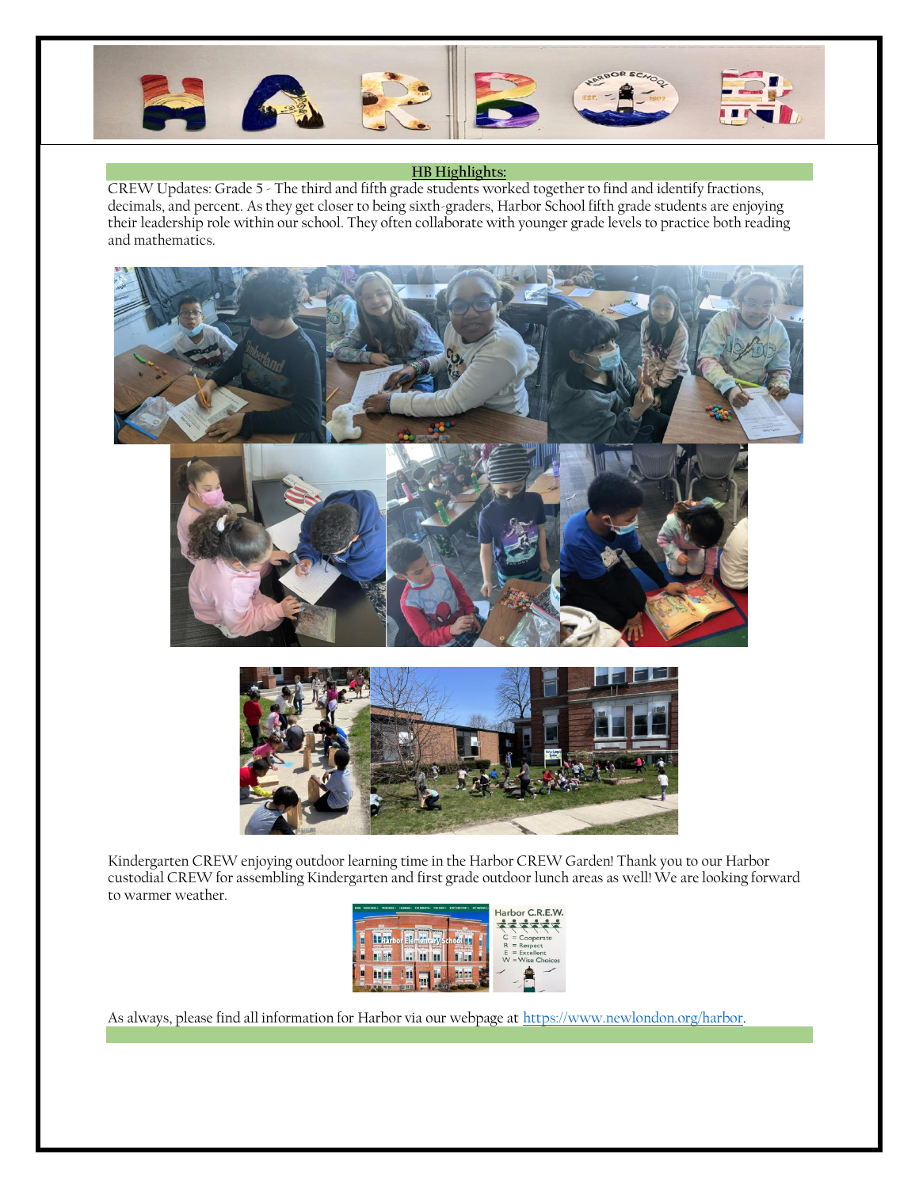## HB Highlights:

CREW Updates: Grade 5 - The third and fifth grade students worked together to find and identify fractions, decimals, and percent. As they get closer to being sixth-graders, Harbor School fifth grade students are enjoying their leadership role within our school. They often collaborate with younger grade levels to practice both reading and mathematics.

Kindergarten CREW enjoying outdoor learning time in the Harbor CREW Garden! Thank you to our Harbor custodial CREW for assembling Kindergarten and first grade outdoor lunch areas as well! We are looking forward to warmer weather.

As always, please find all information for Harbor via our webpage at https://www.newlondon.org/harbor.